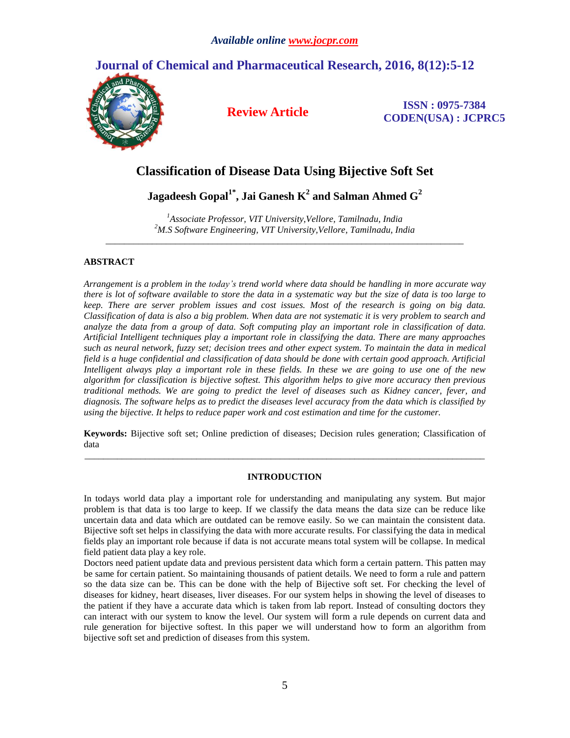*Available online www.jocpr.com*

# Journal of Chemical and Pharmaceutical Research, 2016, 8(12):5-12

**Review Article**

**ISSN : 0975-7384**
**CODEN(USA) : JCPRC5**

# Classification of Disease Data Using Bijective Soft Set

**Jagadeesh Gopal[1*], Jai Ganesh K[2] and Salman Ahmed G[2]**

*[1]Associate Professor, VIT University,Vellore, Tamilnadu, India*
*[2]M.S Software Engineering, VIT University,Vellore, Tamilnadu, India*

---

## ABSTRACT

*Arrangement is a problem in the today's trend world where data should be handling in more accurate way there is lot of software available to store the data in a systematic way but the size of data is too large to keep. There are server problem issues and cost issues. Most of the research is going on big data. Classification of data is also a big problem. When data are not systematic it is very problem to search and analyze the data from a group of data. Soft computing play an important role in classification of data. Artificial Intelligent techniques play a important role in classifying the data. There are many approaches such as neural network, fuzzy set; decision trees and other expect system. To maintain the data in medical field is a huge confidential and classification of data should be done with certain good approach. Artificial Intelligent always play a important role in these fields. In these we are going to use one of the new algorithm for classification is bijective softest. This algorithm helps to give more accuracy then previous traditional methods. We are going to predict the level of diseases such as Kidney cancer, fever, and diagnosis. The software helps as to predict the diseases level accuracy from the data which is classified by using the bijective. It helps to reduce paper work and cost estimation and time for the customer.*

**Keywords:** Bijective soft set; Online prediction of diseases; Decision rules generation; Classification of data

---

## INTRODUCTION

In todays world data play a important role for understanding and manipulating any system. But major problem is that data is too large to keep. If we classify the data means the data size can be reduce like uncertain data and data which are outdated can be remove easily. So we can maintain the consistent data. Bijective soft set helps in classifying the data with more accurate results. For classifying the data in medical fields play an important role because if data is not accurate means total system will be collapse. In medical field patient data play a key role.

Doctors need patient update data and previous persistent data which form a certain pattern. This patten may be same for certain patient. So maintaining thousands of patient details. We need to form a rule and pattern so the data size can be. This can be done with the help of Bijective soft set. For checking the level of diseases for kidney, heart diseases, liver diseases. For our system helps in showing the level of diseases to the patient if they have a accurate data which is taken from lab report. Instead of consulting doctors they can interact with our system to know the level. Our system will form a rule depends on current data and rule generation for bijective softest. In this paper we will understand how to form an algorithm from bijective soft set and prediction of diseases from this system.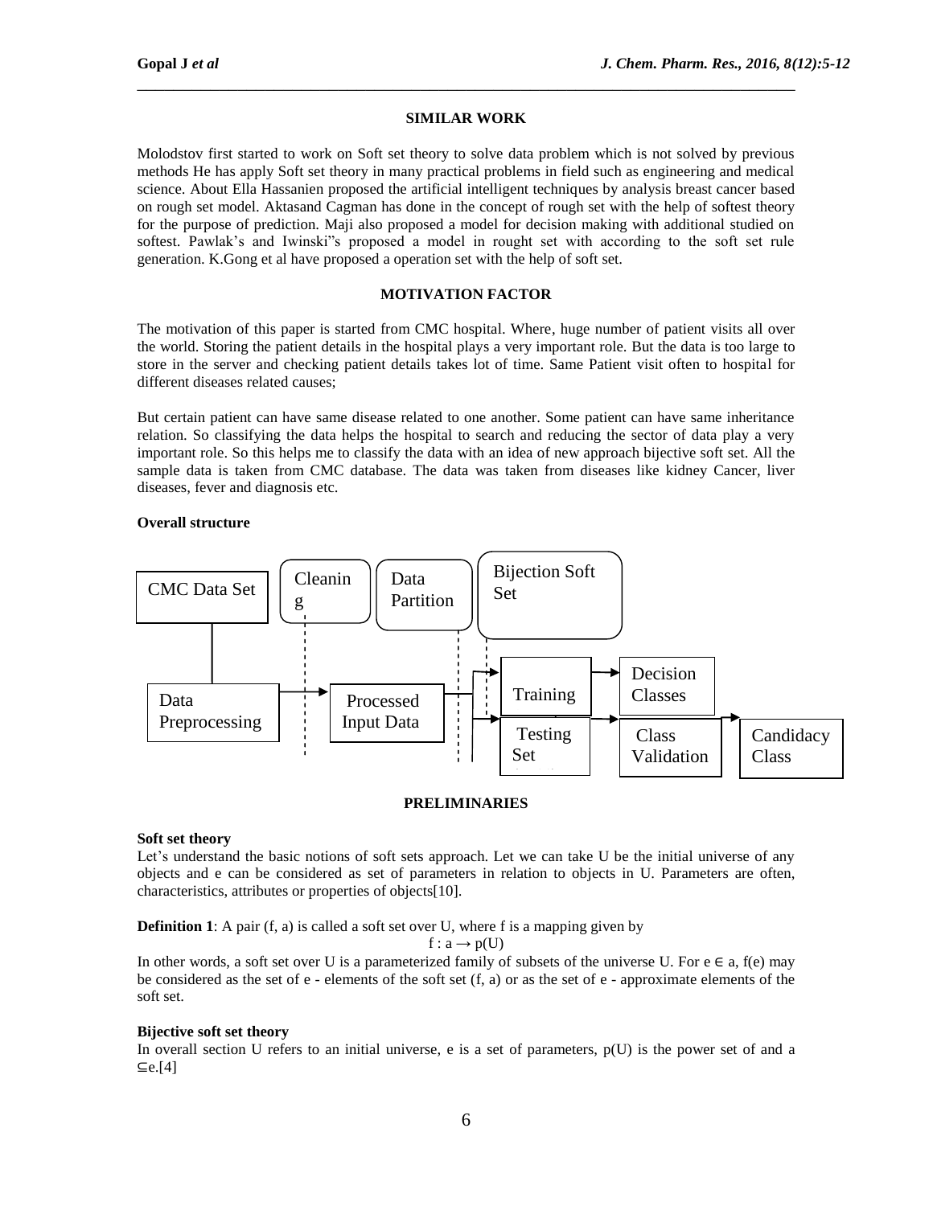## SIMILAR WORK

Molodstov first started to work on Soft set theory to solve data problem which is not solved by previous methods He has apply Soft set theory in many practical problems in field such as engineering and medical science. About Ella Hassanien proposed the artificial intelligent techniques by analysis breast cancer based on rough set model. Aktasand Cagman has done in the concept of rough set with the help of softest theory for the purpose of prediction. Maji also proposed a model for decision making with additional studied on softest. Pawlak's and Iwinski"s proposed a model in rought set with according to the soft set rule generation. K.Gong et al have proposed a operation set with the help of soft set.

## MOTIVATION FACTOR

The motivation of this paper is started from CMC hospital. Where, huge number of patient visits all over the world. Storing the patient details in the hospital plays a very important role. But the data is too large to store in the server and checking patient details takes lot of time. Same Patient visit often to hospital for different diseases related causes;

But certain patient can have same disease related to one another. Some patient can have same inheritance relation. So classifying the data helps the hospital to search and reducing the sector of data play a very important role. So this helps me to classify the data with an idea of new approach bijective soft set. All the sample data is taken from CMC database. The data was taken from diseases like kidney Cancer, liver diseases, fever and diagnosis etc.

**Overall structure**

CMC Data Set | Cleaning | Data Partition | Bijection Soft Set

Data Preprocessing → Processed Input Data → Training → Decision Classes → Candidacy Class

Testing Set → Class Validation

## PRELIMINARIES

**Soft set theory**

Let's understand the basic notions of soft sets approach. Let we can take U be the initial universe of any objects and e can be considered as set of parameters in relation to objects in U. Parameters are often, characteristics, attributes or properties of objects[10].

**Definition 1**: A pair (f, a) is called a soft set over U, where f is a mapping given by

$$f : a \rightarrow p(U)$$

In other words, a soft set over U is a parameterized family of subsets of the universe U. For $e \in a$, f(e) may be considered as the set of e - elements of the soft set (f, a) or as the set of e - approximate elements of the soft set.

**Bijective soft set theory**

In overall section U refers to an initial universe, e is a set of parameters, p(U) is the power set of and a $\subseteq$e.[4]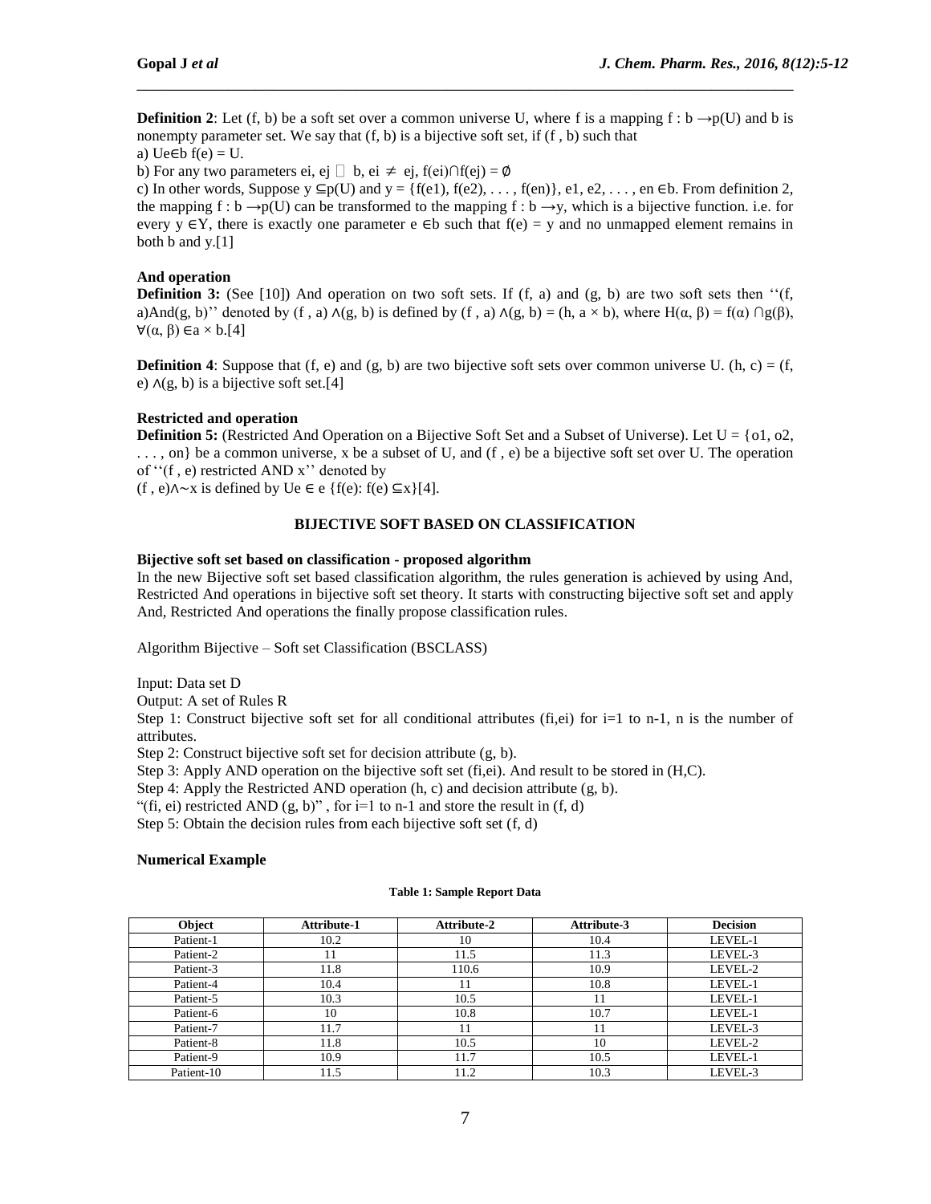**Definition 2**: Let (f, b) be a soft set over a common universe U, where f is a mapping $f : b \rightarrow p(U)$ and b is nonempty parameter set. We say that (f, b) is a bijective soft set, if (f , b) such that

a) $\cup_{e \in b} f(e) = U$.

b) For any two parameters ei, ej ∈ b, ei ≠ ej, $f(e_i) \cap f(e_j) = \emptyset$

c) In other words, Suppose $y \subseteq p(U)$ and $y = \{f(e_1), f(e_2), \ldots, f(e_n)\}$, $e_1, e_2, \ldots, e_n \in b$. From definition 2, the mapping $f : b \rightarrow p(U)$ can be transformed to the mapping $f : b \rightarrow y$, which is a bijective function. i.e. for every $y \in Y$, there is exactly one parameter $e \in b$ such that $f(e) = y$ and no unmapped element remains in both b and y.[1]

**And operation**

**Definition 3:** (See [10]) And operation on two soft sets. If (f, a) and (g, b) are two soft sets then ''(f, a)And(g, b)'' denoted by $(f , a) \wedge (g, b)$ is defined by $(f , a) \wedge (g, b) = (h, a \times b)$, where $H(\alpha, \beta) = f(\alpha) \cap g(\beta)$, $\forall (\alpha, \beta) \in a \times b$.[4]

**Definition 4**: Suppose that (f, e) and (g, b) are two bijective soft sets over common universe U. $(h, c) = (f, e) \wedge (g, b)$ is a bijective soft set.[4]

**Restricted and operation**

**Definition 5:** (Restricted And Operation on a Bijective Soft Set and a Subset of Universe). Let $U = \{o_1, o_2, \ldots, o_n\}$ be a common universe, x be a subset of U, and (f , e) be a bijective soft set over U. The operation of ''(f , e) restricted AND x'' denoted by

$(f , e) \wedge \sim x$ is defined by $\cup_{e \in e} \{f(e): f(e) \subseteq x\}$[4].

## BIJECTIVE SOFT BASED ON CLASSIFICATION

**Bijective soft set based on classification - proposed algorithm**

In the new Bijective soft set based classification algorithm, the rules generation is achieved by using And, Restricted And operations in bijective soft set theory. It starts with constructing bijective soft set and apply And, Restricted And operations the finally propose classification rules.

Algorithm Bijective – Soft set Classification (BSCLASS)

Input: Data set D

Output: A set of Rules R

Step 1: Construct bijective soft set for all conditional attributes (fi,ei) for i=1 to n-1, n is the number of attributes.

Step 2: Construct bijective soft set for decision attribute (g, b).

Step 3: Apply AND operation on the bijective soft set (fi,ei). And result to be stored in (H,C).

Step 4: Apply the Restricted AND operation (h, c) and decision attribute (g, b).

"(fi, ei) restricted AND (g, b)" , for i=1 to n-1 and store the result in (f, d)

Step 5: Obtain the decision rules from each bijective soft set (f, d)

**Numerical Example**

**Table 1: Sample Report Data**

| Object | Attribute-1 | Attribute-2 | Attribute-3 | Decision |
|---|---|---|---|---|
| Patient-1 | 10.2 | 10 | 10.4 | LEVEL-1 |
| Patient-2 | 11 | 11.5 | 11.3 | LEVEL-3 |
| Patient-3 | 11.8 | 110.6 | 10.9 | LEVEL-2 |
| Patient-4 | 10.4 | 11 | 10.8 | LEVEL-1 |
| Patient-5 | 10.3 | 10.5 | 11 | LEVEL-1 |
| Patient-6 | 10 | 10.8 | 10.7 | LEVEL-1 |
| Patient-7 | 11.7 | 11 | 11 | LEVEL-3 |
| Patient-8 | 11.8 | 10.5 | 10 | LEVEL-2 |
| Patient-9 | 10.9 | 11.7 | 10.5 | LEVEL-1 |
| Patient-10 | 11.5 | 11.2 | 10.3 | LEVEL-3 |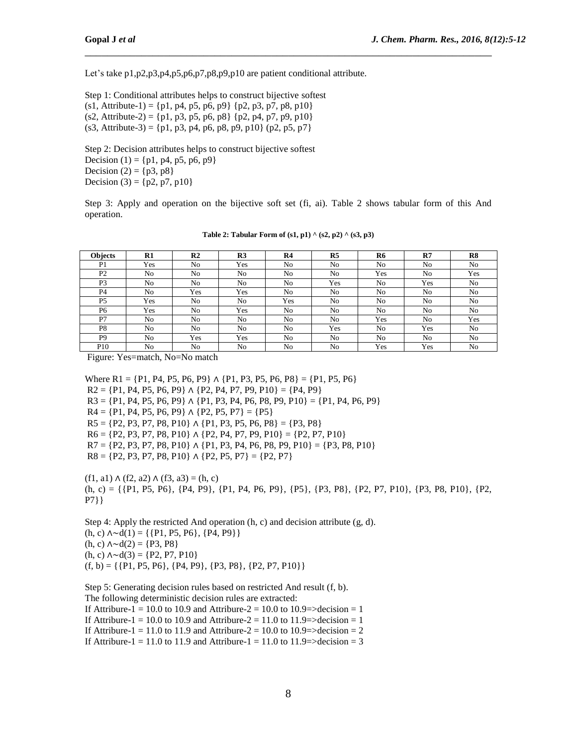Let's take p1,p2,p3,p4,p5,p6,p7,p8,p9,p10 are patient conditional attribute.

Step 1: Conditional attributes helps to construct bijective softest
(s1, Attribute-1) = {p1, p4, p5, p6, p9} {p2, p3, p7, p8, p10}
(s2, Attribute-2) = {p1, p3, p5, p6, p8} {p2, p4, p7, p9, p10}
(s3, Attribute-3) = {p1, p3, p4, p6, p8, p9, p10} (p2, p5, p7}

Step 2: Decision attributes helps to construct bijective softest
Decision (1) = {p1, p4, p5, p6, p9}
Decision (2) = {p3, p8}
Decision (3) = {p2, p7, p10}

Step 3: Apply and operation on the bijective soft set (fi, ai). Table 2 shows tabular form of this And operation.

**Table 2: Tabular Form of (s1, p1) ^ (s2, p2) ^ (s3, p3)**

| Objects | R1 | R2 | R3 | R4 | R5 | R6 | R7 | R8 |
|---|---|---|---|---|---|---|---|---|
| P1 | Yes | No | Yes | No | No | No | No | No |
| P2 | No | No | No | No | No | Yes | No | Yes |
| P3 | No | No | No | No | Yes | No | Yes | No |
| P4 | No | Yes | Yes | No | No | No | No | No |
| P5 | Yes | No | No | Yes | No | No | No | No |
| P6 | Yes | No | Yes | No | No | No | No | No |
| P7 | No | No | No | No | No | Yes | No | Yes |
| P8 | No | No | No | No | Yes | No | Yes | No |
| P9 | No | Yes | Yes | No | No | No | No | No |
| P10 | No | No | No | No | No | Yes | Yes | No |

Figure: Yes=match, No=No match

Where R1 = {P1, P4, P5, P6, P9} ∧ {P1, P3, P5, P6, P8} = {P1, P5, P6}
R2 = {P1, P4, P5, P6, P9} ∧ {P2, P4, P7, P9, P10} = {P4, P9}
R3 = {P1, P4, P5, P6, P9} ∧ {P1, P3, P4, P6, P8, P9, P10} = {P1, P4, P6, P9}
R4 = {P1, P4, P5, P6, P9} ∧ {P2, P5, P7} = {P5}
R5 = {P2, P3, P7, P8, P10} ∧ {P1, P3, P5, P6, P8} = {P3, P8}
R6 = {P2, P3, P7, P8, P10} ∧ {P2, P4, P7, P9, P10} = {P2, P7, P10}
R7 = {P2, P3, P7, P8, P10} ∧ {P1, P3, P4, P6, P8, P9, P10} = {P3, P8, P10}
R8 = {P2, P3, P7, P8, P10} ∧ {P2, P5, P7} = {P2, P7}

(f1, a1) ∧ (f2, a2) ∧ (f3, a3) = (h, c)
(h, c) = {{P1, P5, P6}, {P4, P9}, {P1, P4, P6, P9}, {P5}, {P3, P8}, {P2, P7, P10}, {P3, P8, P10}, {P2, P7}}

Step 4: Apply the restricted And operation (h, c) and decision attribute (g, d).
(h, c) ∧~d(1) = {{P1, P5, P6}, {P4, P9}}
(h, c) ∧~d(2) = {P3, P8}
(h, c) ∧~d(3) = {P2, P7, P10}
(f, b) = {{P1, P5, P6}, {P4, P9}, {P3, P8}, {P2, P7, P10}}

Step 5: Generating decision rules based on restricted And result (f, b).
The following deterministic decision rules are extracted:
If Attribure-1 = 10.0 to 10.9 and Attribure-2 = 10.0 to 10.9=>decision = 1
If Attribure-1 = 10.0 to 10.9 and Attribure-2 = 11.0 to 11.9=>decision = 1
If Attribure-1 = 11.0 to 11.9 and Attribure-2 = 10.0 to 10.9=>decision = 2
If Attribure-1 = 11.0 to 11.9 and Attribure-1 = 11.0 to 11.9=>decision = 3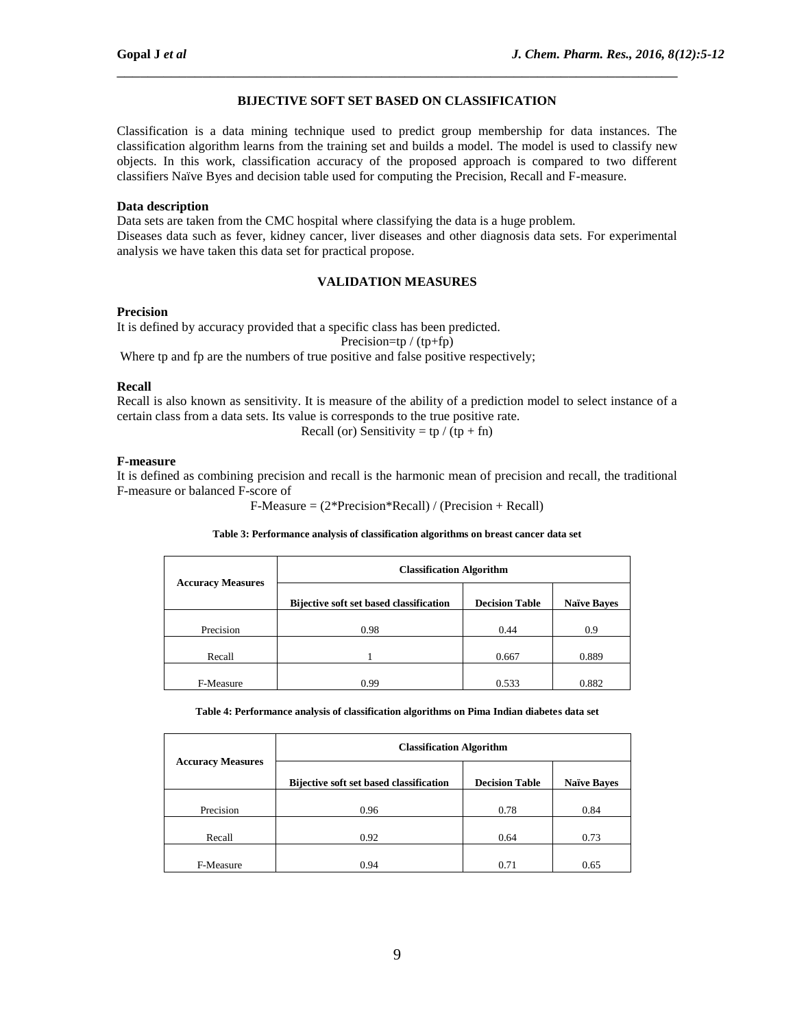## BIJECTIVE SOFT SET BASED ON CLASSIFICATION

Classification is a data mining technique used to predict group membership for data instances. The classification algorithm learns from the training set and builds a model. The model is used to classify new objects. In this work, classification accuracy of the proposed approach is compared to two different classifiers Naïve Byes and decision table used for computing the Precision, Recall and F-measure.

### Data description

Data sets are taken from the CMC hospital where classifying the data is a huge problem.
Diseases data such as fever, kidney cancer, liver diseases and other diagnosis data sets. For experimental analysis we have taken this data set for practical propose.

## VALIDATION MEASURES

### Precision

It is defined by accuracy provided that a specific class has been predicted.

$$Precision = tp / (tp+fp)$$

Where tp and fp are the numbers of true positive and false positive respectively;

### Recall

Recall is also known as sensitivity. It is measure of the ability of a prediction model to select instance of a certain class from a data sets. Its value is corresponds to the true positive rate.

$$\text{Recall (or) Sensitivity} = tp / (tp + fn)$$

### F-measure

It is defined as combining precision and recall is the harmonic mean of precision and recall, the traditional F-measure or balanced F-score of

$$\text{F-Measure} = (2*Precision*Recall) / (Precision + Recall)$$

**Table 3: Performance analysis of classification algorithms on breast cancer data set**

| Accuracy Measures | Classification Algorithm | | |
|---|---|---|---|
| | Bijective soft set based classification | Decision Table | Naïve Bayes |
| Precision | 0.98 | 0.44 | 0.9 |
| Recall | 1 | 0.667 | 0.889 |
| F-Measure | 0.99 | 0.533 | 0.882 |

**Table 4: Performance analysis of classification algorithms on Pima Indian diabetes data set**

| Accuracy Measures | Classification Algorithm | | |
|---|---|---|---|
| | Bijective soft set based classification | Decision Table | Naïve Bayes |
| Precision | 0.96 | 0.78 | 0.84 |
| Recall | 0.92 | 0.64 | 0.73 |
| F-Measure | 0.94 | 0.71 | 0.65 |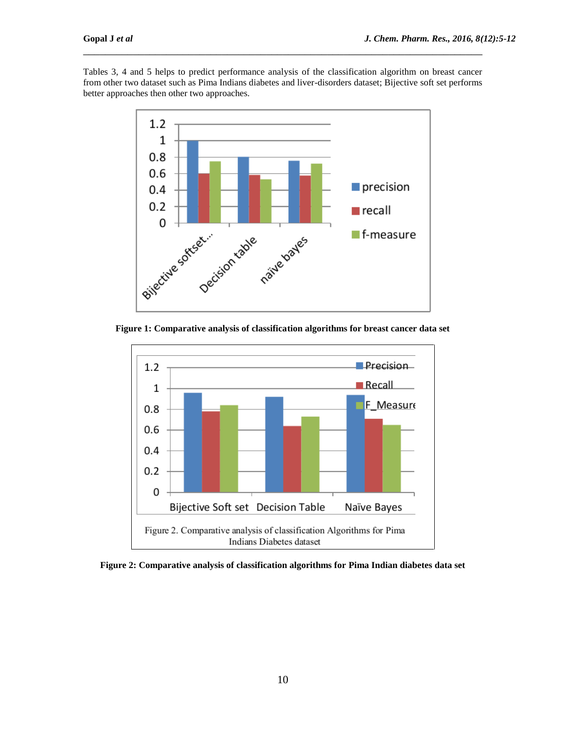Tables 3, 4 and 5 helps to predict performance analysis of the classification algorithm on breast cancer from other two dataset such as Pima Indians diabetes and liver-disorders dataset; Bijective soft set performs better approaches then other two approaches.

**Figure 1: Comparative analysis of classification algorithms for breast cancer data set**

**Figure 2: Comparative analysis of classification algorithms for Pima Indian diabetes data set**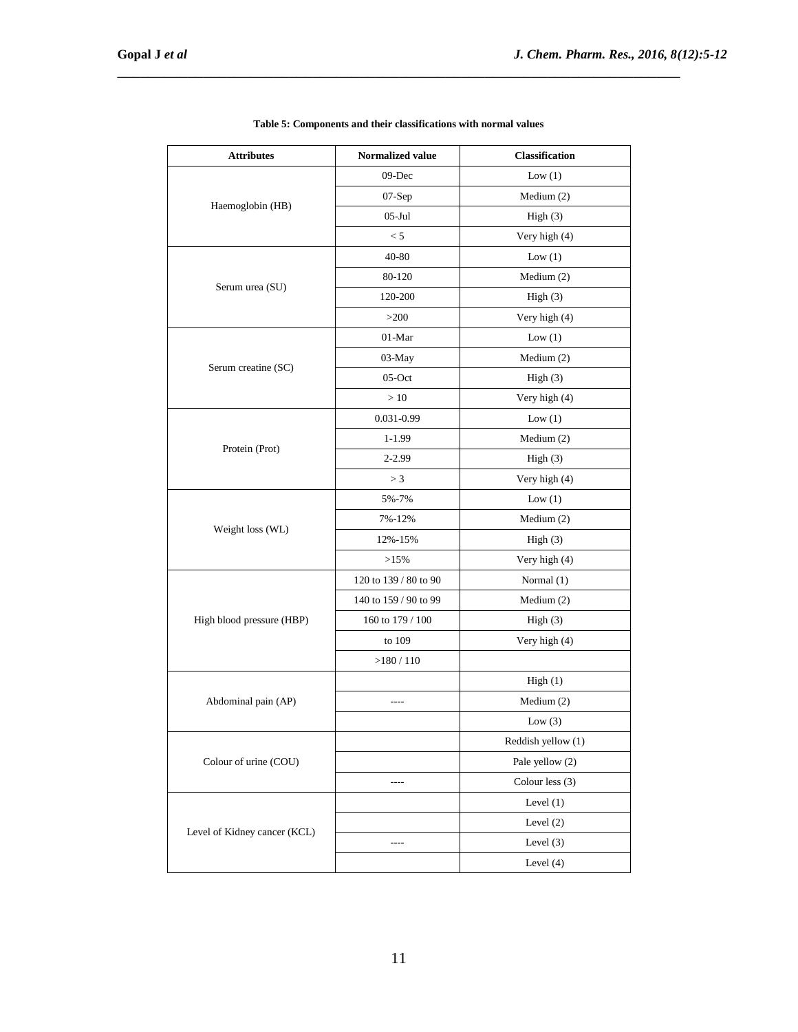**Table 5: Components and their classifications with normal values**

| Attributes | Normalized value | Classification |
|---|---|---|
| Haemoglobin (HB) | 09-Dec | Low (1) |
| | 07-Sep | Medium (2) |
| | 05-Jul | High (3) |
| | < 5 | Very high (4) |
| Serum urea (SU) | 40-80 | Low (1) |
| | 80-120 | Medium (2) |
| | 120-200 | High (3) |
| | >200 | Very high (4) |
| Serum creatine (SC) | 01-Mar | Low (1) |
| | 03-May | Medium (2) |
| | 05-Oct | High (3) |
| | > 10 | Very high (4) |
| Protein (Prot) | 0.031-0.99 | Low (1) |
| | 1-1.99 | Medium (2) |
| | 2-2.99 | High (3) |
| | > 3 | Very high (4) |
| Weight loss (WL) | 5%-7% | Low (1) |
| | 7%-12% | Medium (2) |
| | 12%-15% | High (3) |
| | >15% | Very high (4) |
| High blood pressure (HBP) | 120 to 139 / 80 to 90 | Normal (1) |
| | 140 to 159 / 90 to 99 | Medium (2) |
| | 160 to 179 / 100 | High (3) |
| | to 109 | Very high (4) |
| | >180 / 110 | |
| Abdominal pain (AP) | | High (1) |
| | ---- | Medium (2) |
| | | Low (3) |
| Colour of urine (COU) | | Reddish yellow (1) |
| | | Pale yellow (2) |
| | ---- | Colour less (3) |
| Level of Kidney cancer (KCL) | | Level (1) |
| | | Level (2) |
| | ---- | Level (3) |
| | | Level (4) |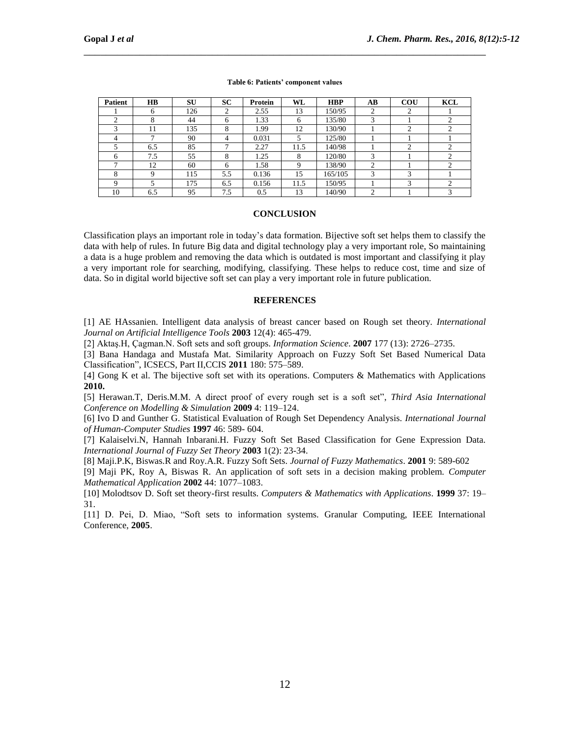**Table 6: Patients' component values**

| Patient | HB | SU | SC | Protein | WL | HBP | AB | COU | KCL |
|---|---|---|---|---|---|---|---|---|---|
| 1 | 6 | 126 | 2 | 2.55 | 13 | 150/95 | 2 | 2 | 1 |
| 2 | 8 | 44 | 6 | 1.33 | 6 | 135/80 | 3 | 1 | 2 |
| 3 | 11 | 135 | 8 | 1.99 | 12 | 130/90 | 1 | 2 | 2 |
| 4 | 7 | 90 | 4 | 0.031 | 5 | 125/80 | 1 | 1 | 1 |
| 5 | 6.5 | 85 | 7 | 2.27 | 11.5 | 140/98 | 1 | 2 | 2 |
| 6 | 7.5 | 55 | 8 | 1.25 | 8 | 120/80 | 3 | 1 | 2 |
| 7 | 12 | 60 | 6 | 1.58 | 9 | 138/90 | 2 | 1 | 2 |
| 8 | 9 | 115 | 5.5 | 0.136 | 15 | 165/105 | 3 | 3 | 1 |
| 9 | 5 | 175 | 6.5 | 0.156 | 11.5 | 150/95 | 1 | 3 | 2 |
| 10 | 6.5 | 95 | 7.5 | 0.5 | 13 | 140/90 | 2 | 1 | 3 |

## CONCLUSION

Classification plays an important role in today's data formation. Bijective soft set helps them to classify the data with help of rules. In future Big data and digital technology play a very important role, So maintaining a data is a huge problem and removing the data which is outdated is most important and classifying it play a very important role for searching, modifying, classifying. These helps to reduce cost, time and size of data. So in digital world bijective soft set can play a very important role in future publication.

## REFERENCES

[1] AE HAssanien. Intelligent data analysis of breast cancer based on Rough set theory. *International Journal on Artificial Intelligence Tools* **2003** 12(4): 465-479.

[2] Aktaş.H, Çagman.N. Soft sets and soft groups. *Information Science*. **2007** 177 (13): 2726–2735.

[3] Bana Handaga and Mustafa Mat. Similarity Approach on Fuzzy Soft Set Based Numerical Data Classification", ICSECS, Part II,CCIS **2011** 180: 575–589.

[4] Gong K et al. The bijective soft set with its operations. Computers & Mathematics with Applications **2010.**

[5] Herawan.T, Deris.M.M. A direct proof of every rough set is a soft set", *Third Asia International Conference on Modelling & Simulation* **2009** 4: 119–124.

[6] Ivo D and Gunther G. Statistical Evaluation of Rough Set Dependency Analysis. *International Journal of Human-Computer Studies* **1997** 46: 589- 604.

[7] Kalaiselvi.N, Hannah Inbarani.H. Fuzzy Soft Set Based Classification for Gene Expression Data. *International Journal of Fuzzy Set Theory* **2003** 1(2): 23-34.

[8] Maji.P.K, Biswas.R and Roy.A.R. Fuzzy Soft Sets. *Journal of Fuzzy Mathematics*. **2001** 9: 589-602

[9] Maji PK, Roy A, Biswas R. An application of soft sets in a decision making problem. *Computer Mathematical Application* **2002** 44: 1077–1083.

[10] Molodtsov D. Soft set theory-first results. *Computers & Mathematics with Applications*. **1999** 37: 19–31.

[11] D. Pei, D. Miao, "Soft sets to information systems. Granular Computing, IEEE International Conference, **2005**.